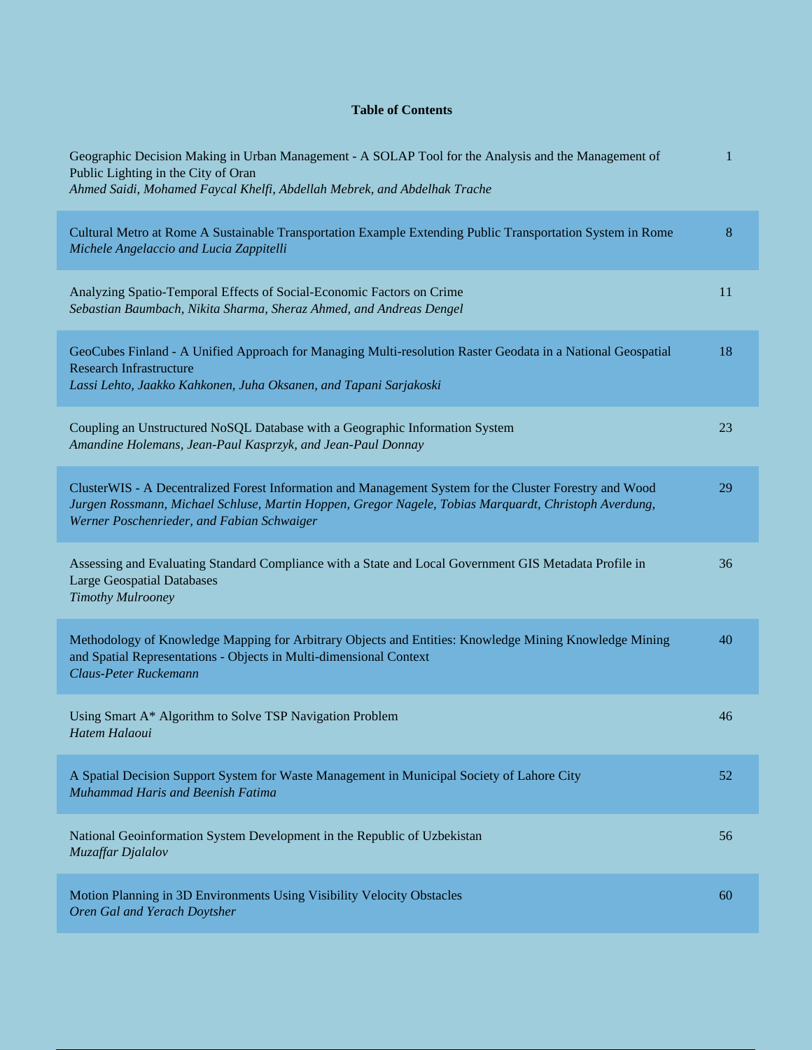**Table of Contents**

| | |
|---|---|
| Geographic Decision Making in Urban Management - A SOLAP Tool for the Analysis and the Management of Public Lighting in the City of Oran<br>*Ahmed Saidi, Mohamed Faycal Khelfi, Abdellah Mebrek, and Abdelhak Trache* | 1 |
| Cultural Metro at Rome A Sustainable Transportation Example Extending Public Transportation System in Rome<br>*Michele Angelaccio and Lucia Zappitelli* | 8 |
| Analyzing Spatio-Temporal Effects of Social-Economic Factors on Crime<br>*Sebastian Baumbach, Nikita Sharma, Sheraz Ahmed, and Andreas Dengel* | 11 |
| GeoCubes Finland - A Unified Approach for Managing Multi-resolution Raster Geodata in a National Geospatial Research Infrastructure<br>*Lassi Lehto, Jaakko Kahkonen, Juha Oksanen, and Tapani Sarjakoski* | 18 |
| Coupling an Unstructured NoSQL Database with a Geographic Information System<br>*Amandine Holemans, Jean-Paul Kasprzyk, and Jean-Paul Donnay* | 23 |
| ClusterWIS - A Decentralized Forest Information and Management System for the Cluster Forestry and Wood<br>*Jurgen Rossmann, Michael Schluse, Martin Hoppen, Gregor Nagele, Tobias Marquardt, Christoph Averdung, Werner Poschenrieder, and Fabian Schwaiger* | 29 |
| Assessing and Evaluating Standard Compliance with a State and Local Government GIS Metadata Profile in Large Geospatial Databases<br>*Timothy Mulrooney* | 36 |
| Methodology of Knowledge Mapping for Arbitrary Objects and Entities: Knowledge Mining Knowledge Mining and Spatial Representations - Objects in Multi-dimensional Context<br>*Claus-Peter Ruckemann* | 40 |
| Using Smart A* Algorithm to Solve TSP Navigation Problem<br>*Hatem Halaoui* | 46 |
| A Spatial Decision Support System for Waste Management in Municipal Society of Lahore City<br>*Muhammad Haris and Beenish Fatima* | 52 |
| National Geoinformation System Development in the Republic of Uzbekistan<br>*Muzaffar Djalalov* | 56 |
| Motion Planning in 3D Environments Using Visibility Velocity Obstacles<br>*Oren Gal and Yerach Doytsher* | 60 |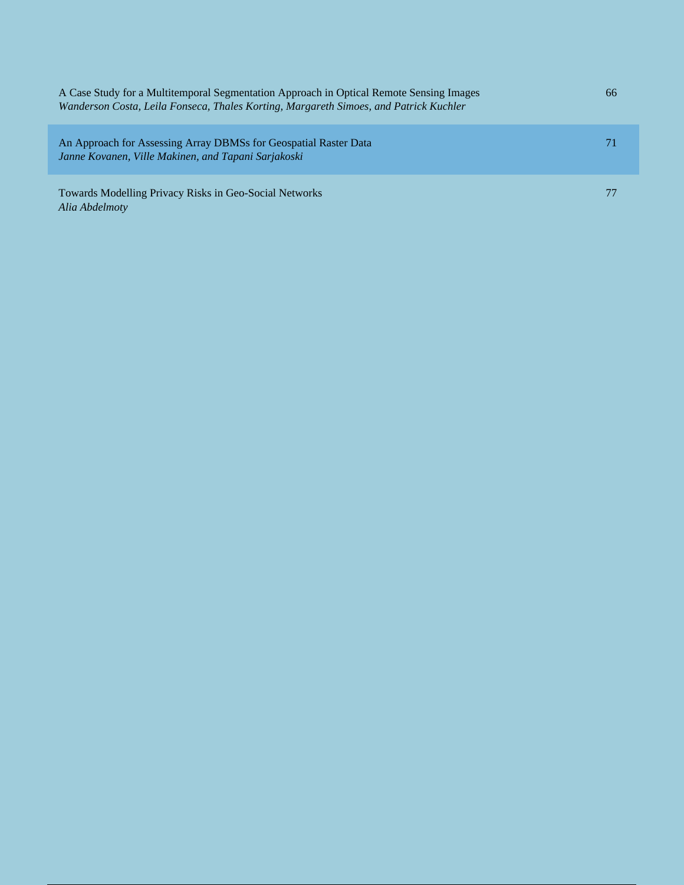A Case Study for a Multitemporal Segmentation Approach in Optical Remote Sensing Images 66
*Wanderson Costa, Leila Fonseca, Thales Korting, Margareth Simoes, and Patrick Kuchler*

An Approach for Assessing Array DBMSs for Geospatial Raster Data 71
*Janne Kovanen, Ville Makinen, and Tapani Sarjakoski*

Towards Modelling Privacy Risks in Geo-Social Networks 77
*Alia Abdelmoty*